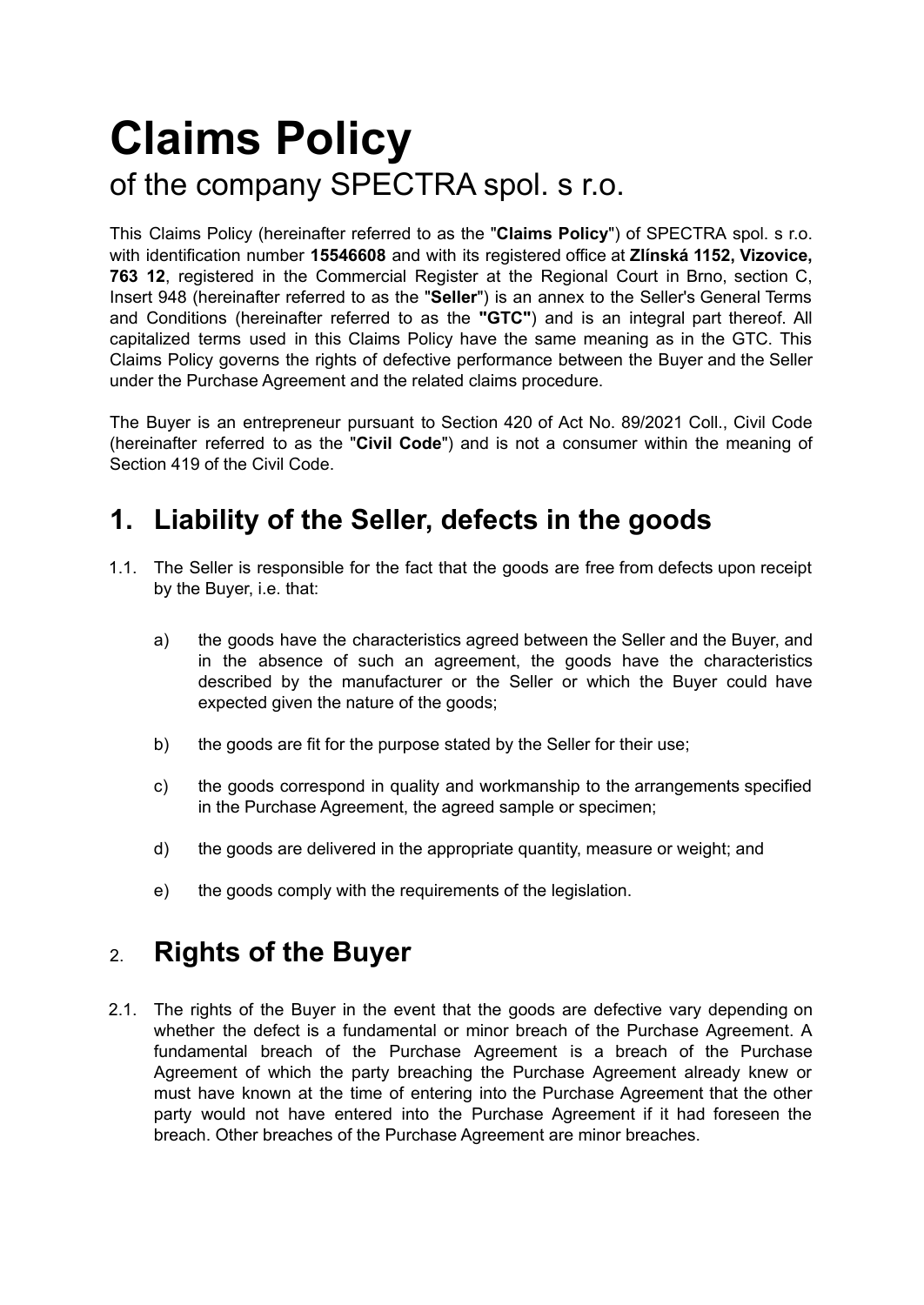# Claims Policy

## of the company SPECTRA spol. s r.o.

This Claims Policy (hereinafter referred to as the "**Claims Policy**") of SPECTRA spol. s r.o. with identification number **15546608** and with its registered office at **Zlínská 1152, Vizovice, 763 12**, registered in the Commercial Register at the Regional Court in Brno, section C, Insert 948 (hereinafter referred to as the "**Seller**") is an annex to the Seller's General Terms and Conditions (hereinafter referred to as the **"GTC"**) and is an integral part thereof. All capitalized terms used in this Claims Policy have the same meaning as in the GTC. This Claims Policy governs the rights of defective performance between the Buyer and the Seller under the Purchase Agreement and the related claims procedure.

The Buyer is an entrepreneur pursuant to Section 420 of Act No. 89/2021 Coll., Civil Code (hereinafter referred to as the "**Civil Code**") and is not a consumer within the meaning of Section 419 of the Civil Code.

## 1. Liability of the Seller, defects in the goods

1.1. The Seller is responsible for the fact that the goods are free from defects upon receipt by the Buyer, i.e. that:

a) the goods have the characteristics agreed between the Seller and the Buyer, and in the absence of such an agreement, the goods have the characteristics described by the manufacturer or the Seller or which the Buyer could have expected given the nature of the goods;

b) the goods are fit for the purpose stated by the Seller for their use;

c) the goods correspond in quality and workmanship to the arrangements specified in the Purchase Agreement, the agreed sample or specimen;

d) the goods are delivered in the appropriate quantity, measure or weight; and

e) the goods comply with the requirements of the legislation.

## 2. Rights of the Buyer

2.1. The rights of the Buyer in the event that the goods are defective vary depending on whether the defect is a fundamental or minor breach of the Purchase Agreement. A fundamental breach of the Purchase Agreement is a breach of the Purchase Agreement of which the party breaching the Purchase Agreement already knew or must have known at the time of entering into the Purchase Agreement that the other party would not have entered into the Purchase Agreement if it had foreseen the breach. Other breaches of the Purchase Agreement are minor breaches.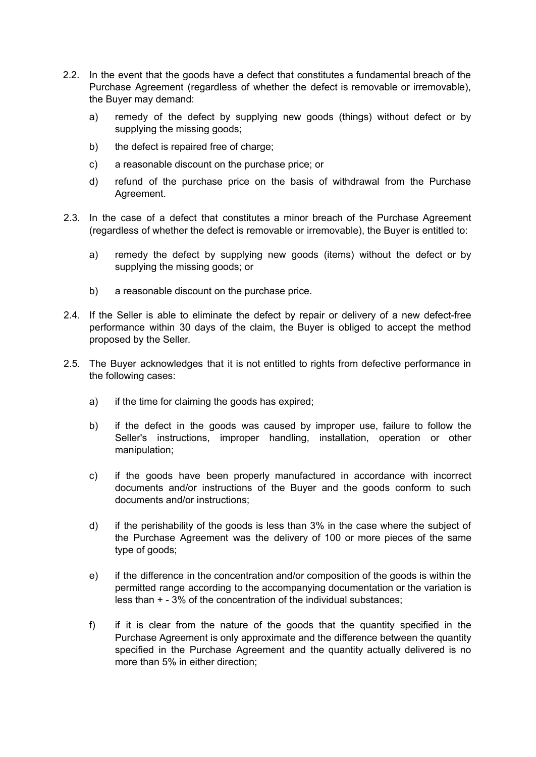2.2. In the event that the goods have a defect that constitutes a fundamental breach of the Purchase Agreement (regardless of whether the defect is removable or irremovable), the Buyer may demand:

   a) remedy of the defect by supplying new goods (things) without defect or by supplying the missing goods;

   b) the defect is repaired free of charge;

   c) a reasonable discount on the purchase price; or

   d) refund of the purchase price on the basis of withdrawal from the Purchase Agreement.

2.3. In the case of a defect that constitutes a minor breach of the Purchase Agreement (regardless of whether the defect is removable or irremovable), the Buyer is entitled to:

   a) remedy the defect by supplying new goods (items) without the defect or by supplying the missing goods; or

   b) a reasonable discount on the purchase price.

2.4. If the Seller is able to eliminate the defect by repair or delivery of a new defect-free performance within 30 days of the claim, the Buyer is obliged to accept the method proposed by the Seller.

2.5. The Buyer acknowledges that it is not entitled to rights from defective performance in the following cases:

   a) if the time for claiming the goods has expired;

   b) if the defect in the goods was caused by improper use, failure to follow the Seller's instructions, improper handling, installation, operation or other manipulation;

   c) if the goods have been properly manufactured in accordance with incorrect documents and/or instructions of the Buyer and the goods conform to such documents and/or instructions;

   d) if the perishability of the goods is less than 3% in the case where the subject of the Purchase Agreement was the delivery of 100 or more pieces of the same type of goods;

   e) if the difference in the concentration and/or composition of the goods is within the permitted range according to the accompanying documentation or the variation is less than + - 3% of the concentration of the individual substances;

   f) if it is clear from the nature of the goods that the quantity specified in the Purchase Agreement is only approximate and the difference between the quantity specified in the Purchase Agreement and the quantity actually delivered is no more than 5% in either direction;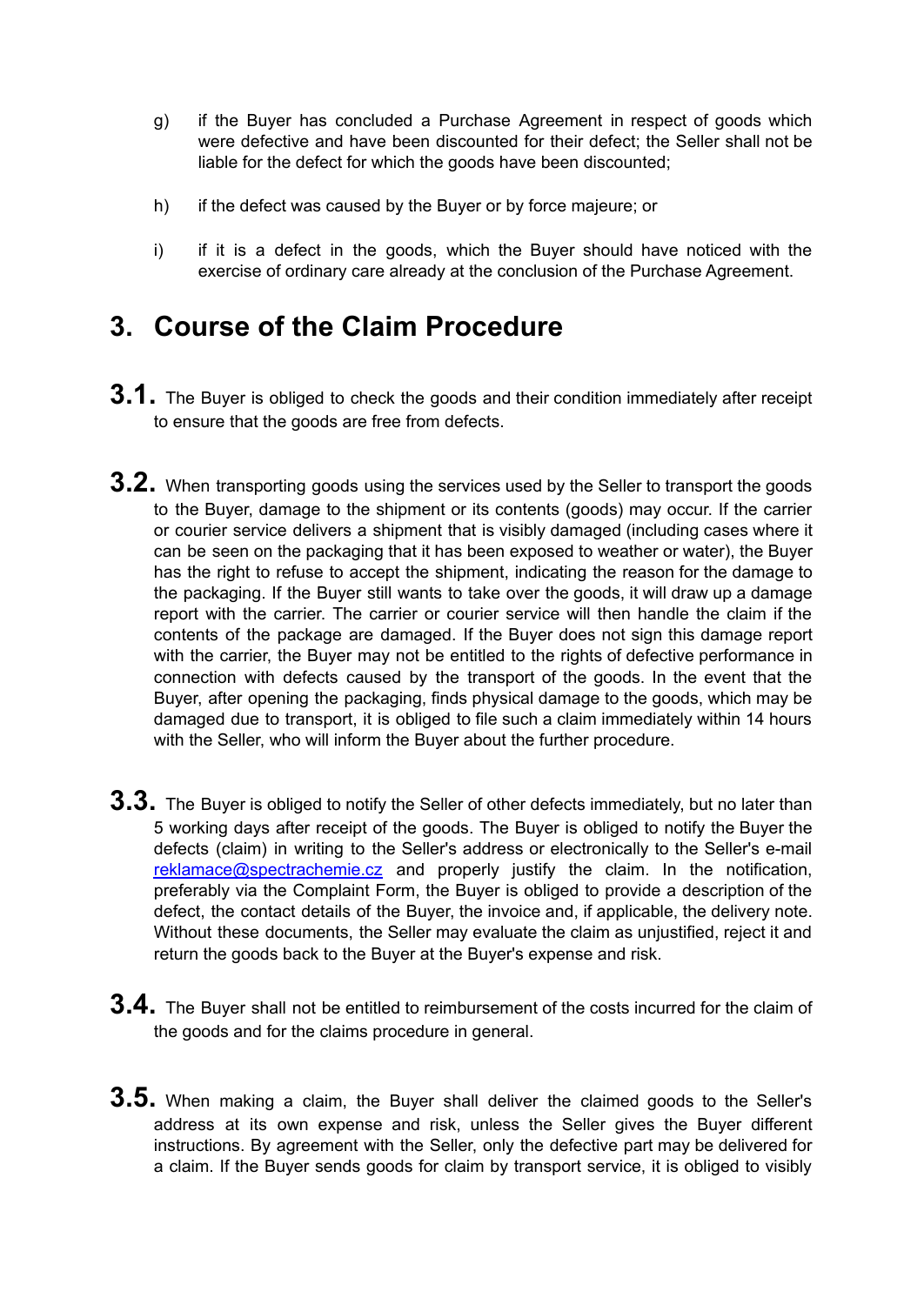g) if the Buyer has concluded a Purchase Agreement in respect of goods which were defective and have been discounted for their defect; the Seller shall not be liable for the defect for which the goods have been discounted;

h) if the defect was caused by the Buyer or by force majeure; or

i) if it is a defect in the goods, which the Buyer should have noticed with the exercise of ordinary care already at the conclusion of the Purchase Agreement.

# 3. Course of the Claim Procedure

**3.1.** The Buyer is obliged to check the goods and their condition immediately after receipt to ensure that the goods are free from defects.

**3.2.** When transporting goods using the services used by the Seller to transport the goods to the Buyer, damage to the shipment or its contents (goods) may occur. If the carrier or courier service delivers a shipment that is visibly damaged (including cases where it can be seen on the packaging that it has been exposed to weather or water), the Buyer has the right to refuse to accept the shipment, indicating the reason for the damage to the packaging. If the Buyer still wants to take over the goods, it will draw up a damage report with the carrier. The carrier or courier service will then handle the claim if the contents of the package are damaged. If the Buyer does not sign this damage report with the carrier, the Buyer may not be entitled to the rights of defective performance in connection with defects caused by the transport of the goods. In the event that the Buyer, after opening the packaging, finds physical damage to the goods, which may be damaged due to transport, it is obliged to file such a claim immediately within 14 hours with the Seller, who will inform the Buyer about the further procedure.

**3.3.** The Buyer is obliged to notify the Seller of other defects immediately, but no later than 5 working days after receipt of the goods. The Buyer is obliged to notify the Buyer the defects (claim) in writing to the Seller's address or electronically to the Seller's e-mail reklamace@spectrachemie.cz and properly justify the claim. In the notification, preferably via the Complaint Form, the Buyer is obliged to provide a description of the defect, the contact details of the Buyer, the invoice and, if applicable, the delivery note. Without these documents, the Seller may evaluate the claim as unjustified, reject it and return the goods back to the Buyer at the Buyer's expense and risk.

**3.4.** The Buyer shall not be entitled to reimbursement of the costs incurred for the claim of the goods and for the claims procedure in general.

**3.5.** When making a claim, the Buyer shall deliver the claimed goods to the Seller's address at its own expense and risk, unless the Seller gives the Buyer different instructions. By agreement with the Seller, only the defective part may be delivered for a claim. If the Buyer sends goods for claim by transport service, it is obliged to visibly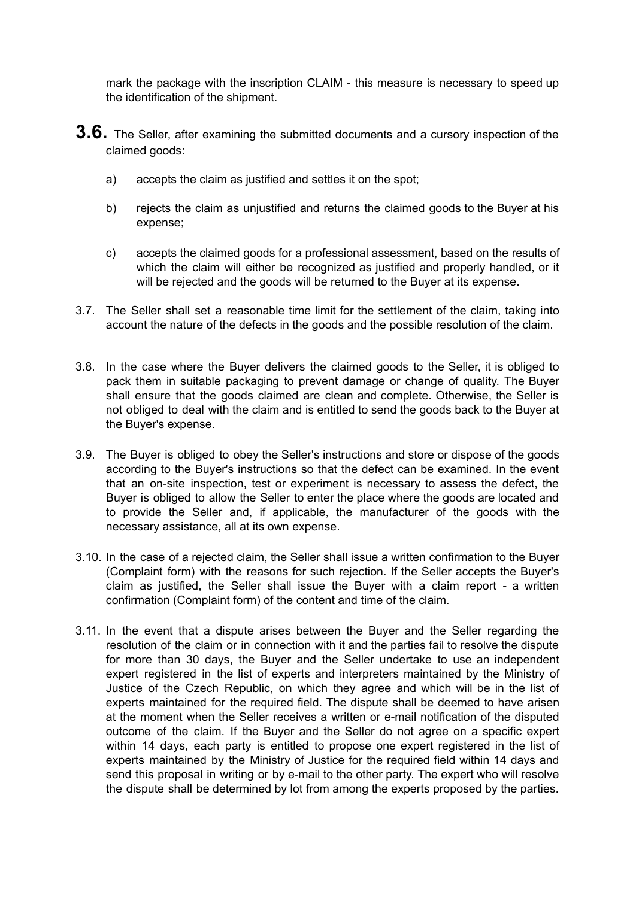mark the package with the inscription CLAIM - this measure is necessary to speed up the identification of the shipment.

**3.6.** The Seller, after examining the submitted documents and a cursory inspection of the claimed goods:

a) accepts the claim as justified and settles it on the spot;

b) rejects the claim as unjustified and returns the claimed goods to the Buyer at his expense;

c) accepts the claimed goods for a professional assessment, based on the results of which the claim will either be recognized as justified and properly handled, or it will be rejected and the goods will be returned to the Buyer at its expense.

3.7. The Seller shall set a reasonable time limit for the settlement of the claim, taking into account the nature of the defects in the goods and the possible resolution of the claim.

3.8. In the case where the Buyer delivers the claimed goods to the Seller, it is obliged to pack them in suitable packaging to prevent damage or change of quality. The Buyer shall ensure that the goods claimed are clean and complete. Otherwise, the Seller is not obliged to deal with the claim and is entitled to send the goods back to the Buyer at the Buyer's expense.

3.9. The Buyer is obliged to obey the Seller's instructions and store or dispose of the goods according to the Buyer's instructions so that the defect can be examined. In the event that an on-site inspection, test or experiment is necessary to assess the defect, the Buyer is obliged to allow the Seller to enter the place where the goods are located and to provide the Seller and, if applicable, the manufacturer of the goods with the necessary assistance, all at its own expense.

3.10. In the case of a rejected claim, the Seller shall issue a written confirmation to the Buyer (Complaint form) with the reasons for such rejection. If the Seller accepts the Buyer's claim as justified, the Seller shall issue the Buyer with a claim report - a written confirmation (Complaint form) of the content and time of the claim.

3.11. In the event that a dispute arises between the Buyer and the Seller regarding the resolution of the claim or in connection with it and the parties fail to resolve the dispute for more than 30 days, the Buyer and the Seller undertake to use an independent expert registered in the list of experts and interpreters maintained by the Ministry of Justice of the Czech Republic, on which they agree and which will be in the list of experts maintained for the required field. The dispute shall be deemed to have arisen at the moment when the Seller receives a written or e-mail notification of the disputed outcome of the claim. If the Buyer and the Seller do not agree on a specific expert within 14 days, each party is entitled to propose one expert registered in the list of experts maintained by the Ministry of Justice for the required field within 14 days and send this proposal in writing or by e-mail to the other party. The expert who will resolve the dispute shall be determined by lot from among the experts proposed by the parties.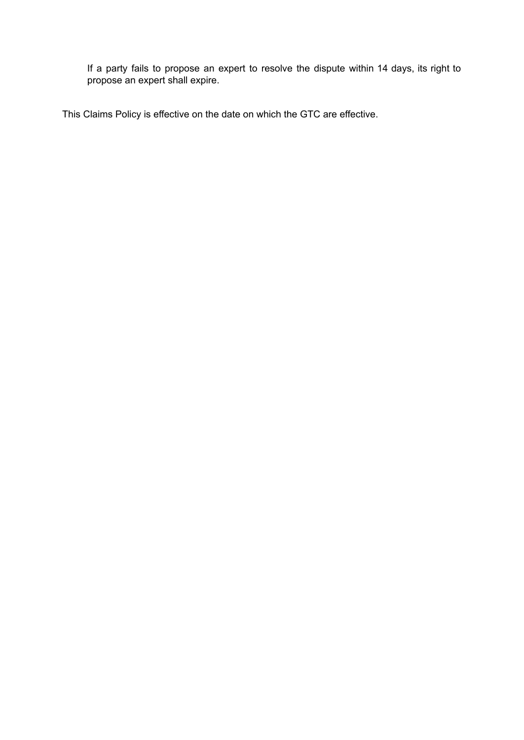If a party fails to propose an expert to resolve the dispute within 14 days, its right to propose an expert shall expire.

This Claims Policy is effective on the date on which the GTC are effective.